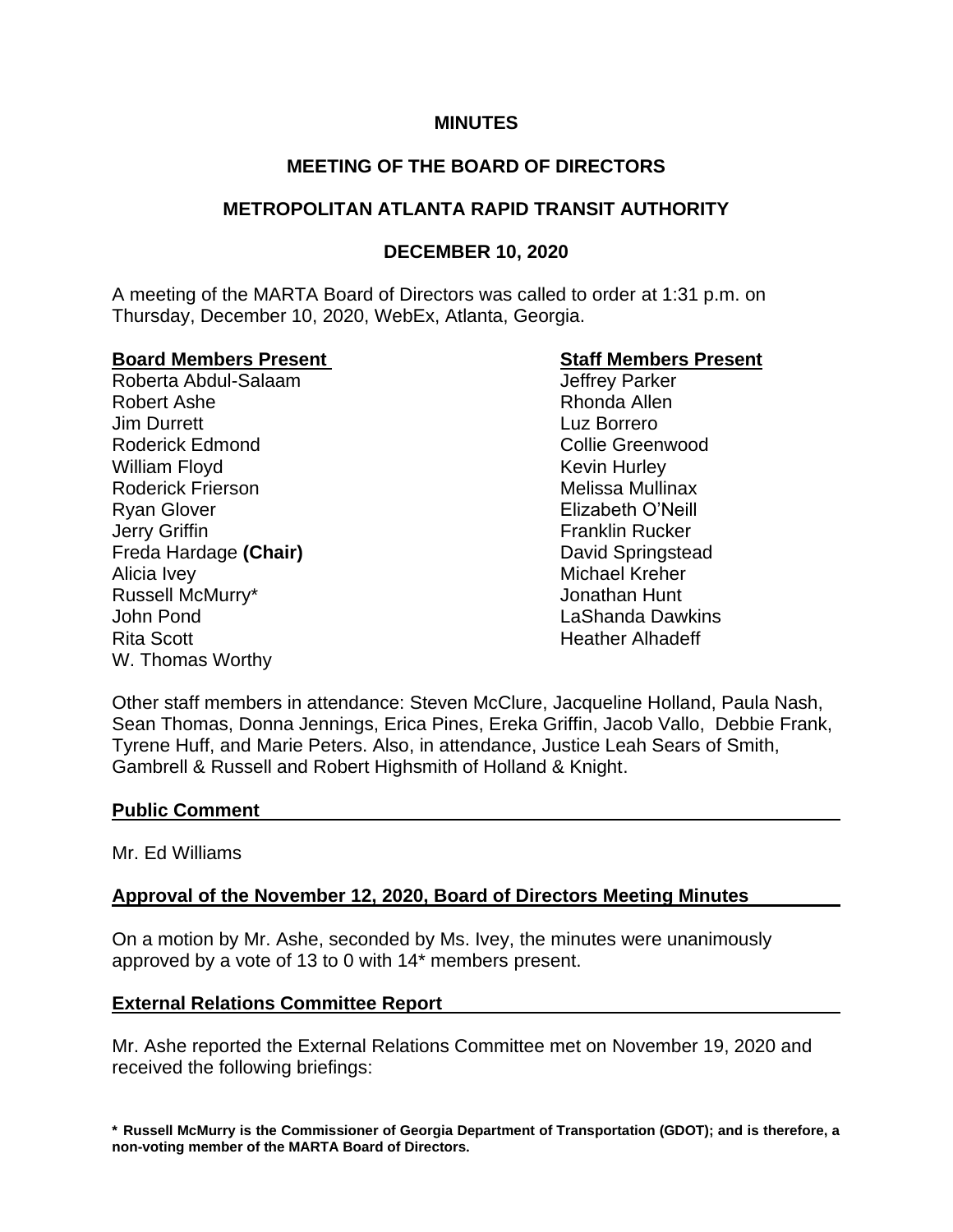**MINUTES**

**MEETING OF THE BOARD OF DIRECTORS**

**METROPOLITAN ATLANTA RAPID TRANSIT AUTHORITY**

**DECEMBER 10, 2020**

A meeting of the MARTA Board of Directors was called to order at 1:31 p.m. on Thursday, December 10, 2020, WebEx, Atlanta, Georgia.

| **Board Members Present** | **Staff Members Present** |
|---|---|
| Roberta Abdul-Salaam | Jeffrey Parker |
| Robert Ashe | Rhonda Allen |
| Jim Durrett | Luz Borrero |
| Roderick Edmond | Collie Greenwood |
| William Floyd | Kevin Hurley |
| Roderick Frierson | Melissa Mullinax |
| Ryan Glover | Elizabeth O'Neill |
| Jerry Griffin | Franklin Rucker |
| Freda Hardage **(Chair)** | David Springstead |
| Alicia Ivey | Michael Kreher |
| Russell McMurry* | Jonathan Hunt |
| John Pond | LaShanda Dawkins |
| Rita Scott | Heather Alhadeff |
| W. Thomas Worthy | |

Other staff members in attendance: Steven McClure, Jacqueline Holland, Paula Nash, Sean Thomas, Donna Jennings, Erica Pines, Ereka Griffin, Jacob Vallo, Debbie Frank, Tyrene Huff, and Marie Peters. Also, in attendance, Justice Leah Sears of Smith, Gambrell & Russell and Robert Highsmith of Holland & Knight.

## Public Comment

Mr. Ed Williams

## Approval of the November 12, 2020, Board of Directors Meeting Minutes

On a motion by Mr. Ashe, seconded by Ms. Ivey, the minutes were unanimously approved by a vote of 13 to 0 with 14* members present.

## External Relations Committee Report

Mr. Ashe reported the External Relations Committee met on November 19, 2020 and received the following briefings:

**\* Russell McMurry is the Commissioner of Georgia Department of Transportation (GDOT); and is therefore, a non-voting member of the MARTA Board of Directors.**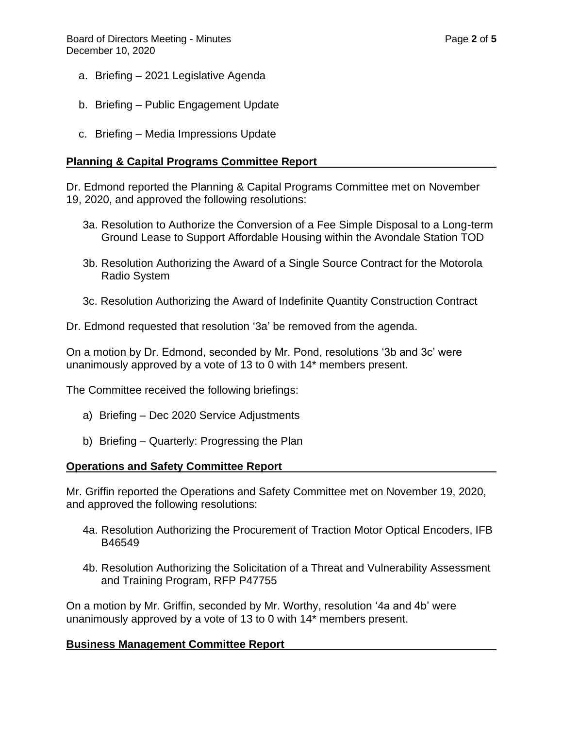a. Briefing – 2021 Legislative Agenda

b. Briefing – Public Engagement Update

c. Briefing – Media Impressions Update

## Planning & Capital Programs Committee Report

Dr. Edmond reported the Planning & Capital Programs Committee met on November 19, 2020, and approved the following resolutions:

3a. Resolution to Authorize the Conversion of a Fee Simple Disposal to a Long-term Ground Lease to Support Affordable Housing within the Avondale Station TOD

3b. Resolution Authorizing the Award of a Single Source Contract for the Motorola Radio System

3c. Resolution Authorizing the Award of Indefinite Quantity Construction Contract

Dr. Edmond requested that resolution '3a' be removed from the agenda.

On a motion by Dr. Edmond, seconded by Mr. Pond, resolutions '3b and 3c' were unanimously approved by a vote of 13 to 0 with 14* members present.

The Committee received the following briefings:

a) Briefing – Dec 2020 Service Adjustments

b) Briefing – Quarterly: Progressing the Plan

## Operations and Safety Committee Report

Mr. Griffin reported the Operations and Safety Committee met on November 19, 2020, and approved the following resolutions:

4a. Resolution Authorizing the Procurement of Traction Motor Optical Encoders, IFB B46549

4b. Resolution Authorizing the Solicitation of a Threat and Vulnerability Assessment and Training Program, RFP P47755

On a motion by Mr. Griffin, seconded by Mr. Worthy, resolution '4a and 4b' were unanimously approved by a vote of 13 to 0 with 14* members present.

## Business Management Committee Report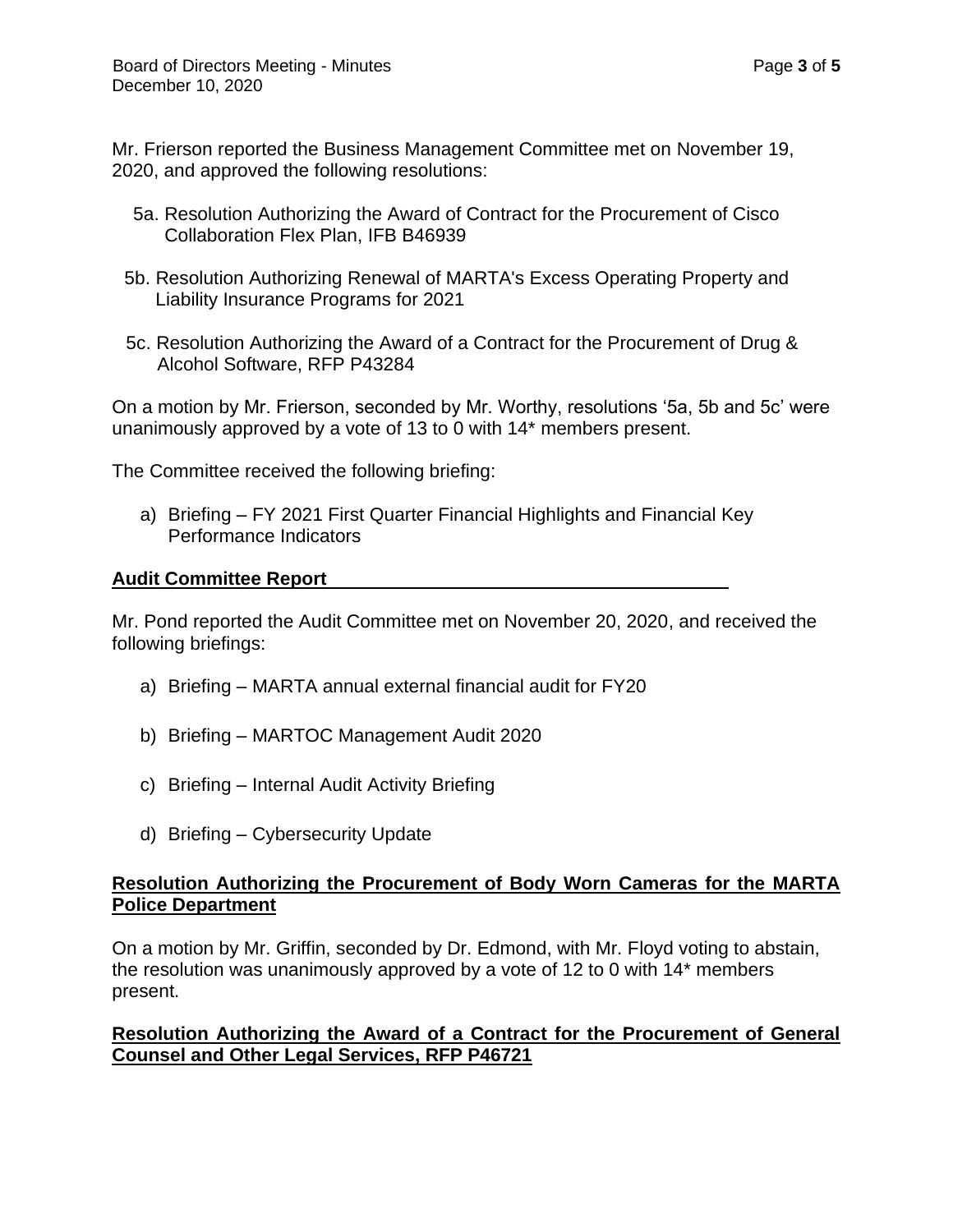Mr. Frierson reported the Business Management Committee met on November 19, 2020, and approved the following resolutions:

5a. Resolution Authorizing the Award of Contract for the Procurement of Cisco Collaboration Flex Plan, IFB B46939

5b. Resolution Authorizing Renewal of MARTA's Excess Operating Property and Liability Insurance Programs for 2021

5c. Resolution Authorizing the Award of a Contract for the Procurement of Drug & Alcohol Software, RFP P43284

On a motion by Mr. Frierson, seconded by Mr. Worthy, resolutions '5a, 5b and 5c' were unanimously approved by a vote of 13 to 0 with 14* members present.

The Committee received the following briefing:

a) Briefing – FY 2021 First Quarter Financial Highlights and Financial Key Performance Indicators

**Audit Committee Report**

Mr. Pond reported the Audit Committee met on November 20, 2020, and received the following briefings:

a) Briefing – MARTA annual external financial audit for FY20

b) Briefing – MARTOC Management Audit 2020

c) Briefing – Internal Audit Activity Briefing

d) Briefing – Cybersecurity Update

**Resolution Authorizing the Procurement of Body Worn Cameras for the MARTA Police Department**

On a motion by Mr. Griffin, seconded by Dr. Edmond, with Mr. Floyd voting to abstain, the resolution was unanimously approved by a vote of 12 to 0 with 14* members present.

**Resolution Authorizing the Award of a Contract for the Procurement of General Counsel and Other Legal Services, RFP P46721**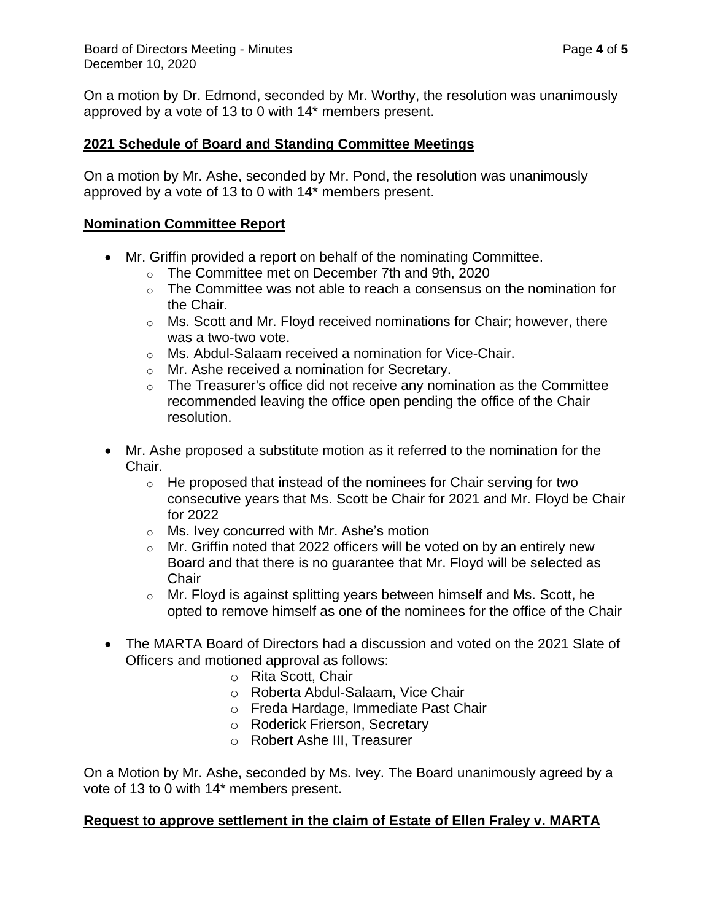On a motion by Dr. Edmond, seconded by Mr. Worthy, the resolution was unanimously approved by a vote of 13 to 0 with 14* members present.

## 2021 Schedule of Board and Standing Committee Meetings

On a motion by Mr. Ashe, seconded by Mr. Pond, the resolution was unanimously approved by a vote of 13 to 0 with 14* members present.

## Nomination Committee Report

- Mr. Griffin provided a report on behalf of the nominating Committee.
  - The Committee met on December 7th and 9th, 2020
  - The Committee was not able to reach a consensus on the nomination for the Chair.
  - Ms. Scott and Mr. Floyd received nominations for Chair; however, there was a two-two vote.
  - Ms. Abdul-Salaam received a nomination for Vice-Chair.
  - Mr. Ashe received a nomination for Secretary.
  - The Treasurer's office did not receive any nomination as the Committee recommended leaving the office open pending the office of the Chair resolution.
- Mr. Ashe proposed a substitute motion as it referred to the nomination for the Chair.
  - He proposed that instead of the nominees for Chair serving for two consecutive years that Ms. Scott be Chair for 2021 and Mr. Floyd be Chair for 2022
  - Ms. Ivey concurred with Mr. Ashe's motion
  - Mr. Griffin noted that 2022 officers will be voted on by an entirely new Board and that there is no guarantee that Mr. Floyd will be selected as Chair
  - Mr. Floyd is against splitting years between himself and Ms. Scott, he opted to remove himself as one of the nominees for the office of the Chair
- The MARTA Board of Directors had a discussion and voted on the 2021 Slate of Officers and motioned approval as follows:
  - Rita Scott, Chair
  - Roberta Abdul-Salaam, Vice Chair
  - Freda Hardage, Immediate Past Chair
  - Roderick Frierson, Secretary
  - Robert Ashe III, Treasurer

On a Motion by Mr. Ashe, seconded by Ms. Ivey. The Board unanimously agreed by a vote of 13 to 0 with 14* members present.

## Request to approve settlement in the claim of Estate of Ellen Fraley v. MARTA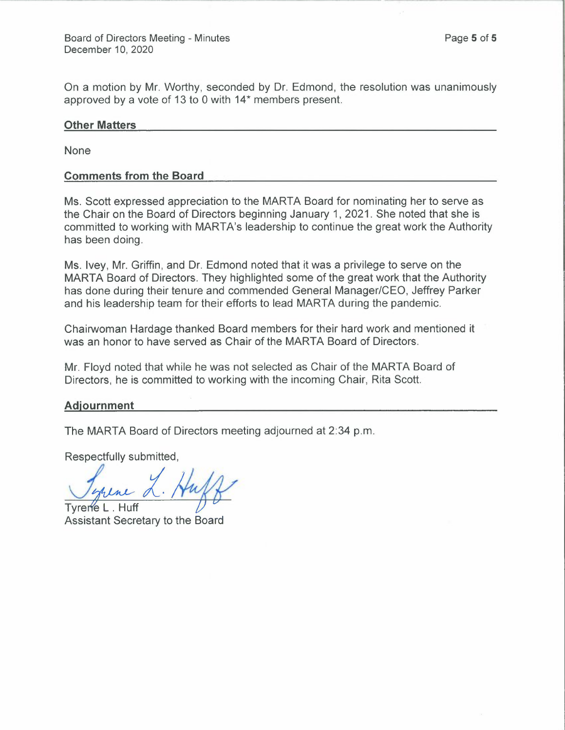On a motion by Mr. Worthy, seconded by Dr. Edmond, the resolution was unanimously approved by a vote of 13 to 0 with 14* members present.

**Other Matters**

None

**Comments from the Board**

Ms. Scott expressed appreciation to the MARTA Board for nominating her to serve as the Chair on the Board of Directors beginning January 1, 2021. She noted that she is committed to working with MARTA's leadership to continue the great work the Authority has been doing.

Ms. Ivey, Mr. Griffin, and Dr. Edmond noted that it was a privilege to serve on the MARTA Board of Directors. They highlighted some of the great work that the Authority has done during their tenure and commended General Manager/CEO, Jeffrey Parker and his leadership team for their efforts to lead MARTA during the pandemic.

Chairwoman Hardage thanked Board members for their hard work and mentioned it was an honor to have served as Chair of the MARTA Board of Directors.

Mr. Floyd noted that while he was not selected as Chair of the MARTA Board of Directors, he is committed to working with the incoming Chair, Rita Scott.

**Adjournment**

The MARTA Board of Directors meeting adjourned at 2:34 p.m.

Respectfully submitted,

Tyrene L. Huff
Assistant Secretary to the Board